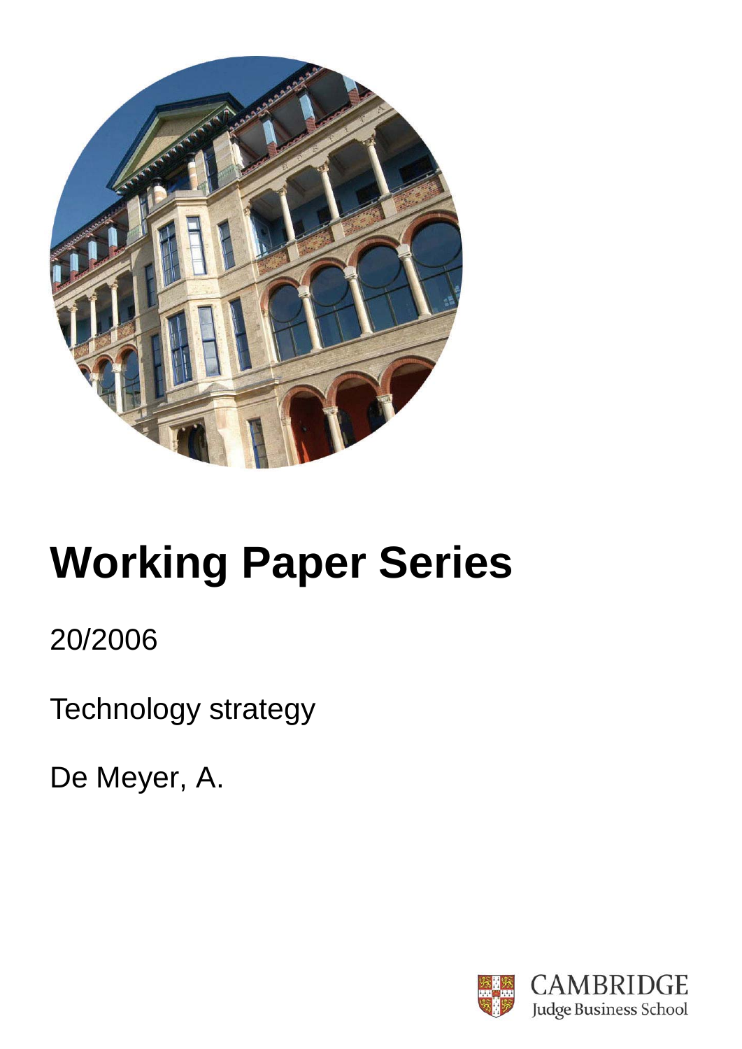# Working Paper Series

20/2006

Technology strategy

De Meyer, A.

CAMBRIDGE
Judge Business School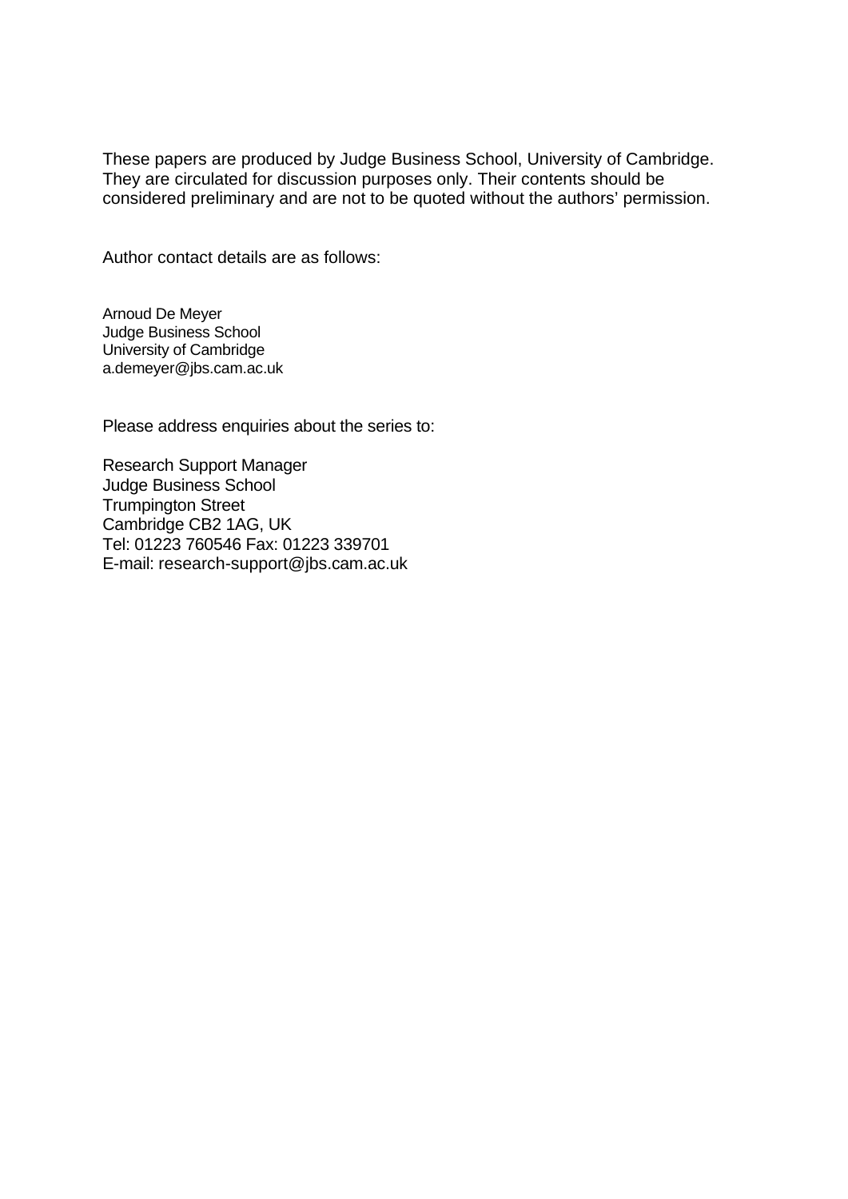These papers are produced by Judge Business School, University of Cambridge. They are circulated for discussion purposes only. Their contents should be considered preliminary and are not to be quoted without the authors' permission.

Author contact details are as follows:

Arnoud De Meyer
Judge Business School
University of Cambridge
a.demeyer@jbs.cam.ac.uk

Please address enquiries about the series to:

Research Support Manager
Judge Business School
Trumpington Street
Cambridge CB2 1AG, UK
Tel: 01223 760546 Fax: 01223 339701
E-mail: research-support@jbs.cam.ac.uk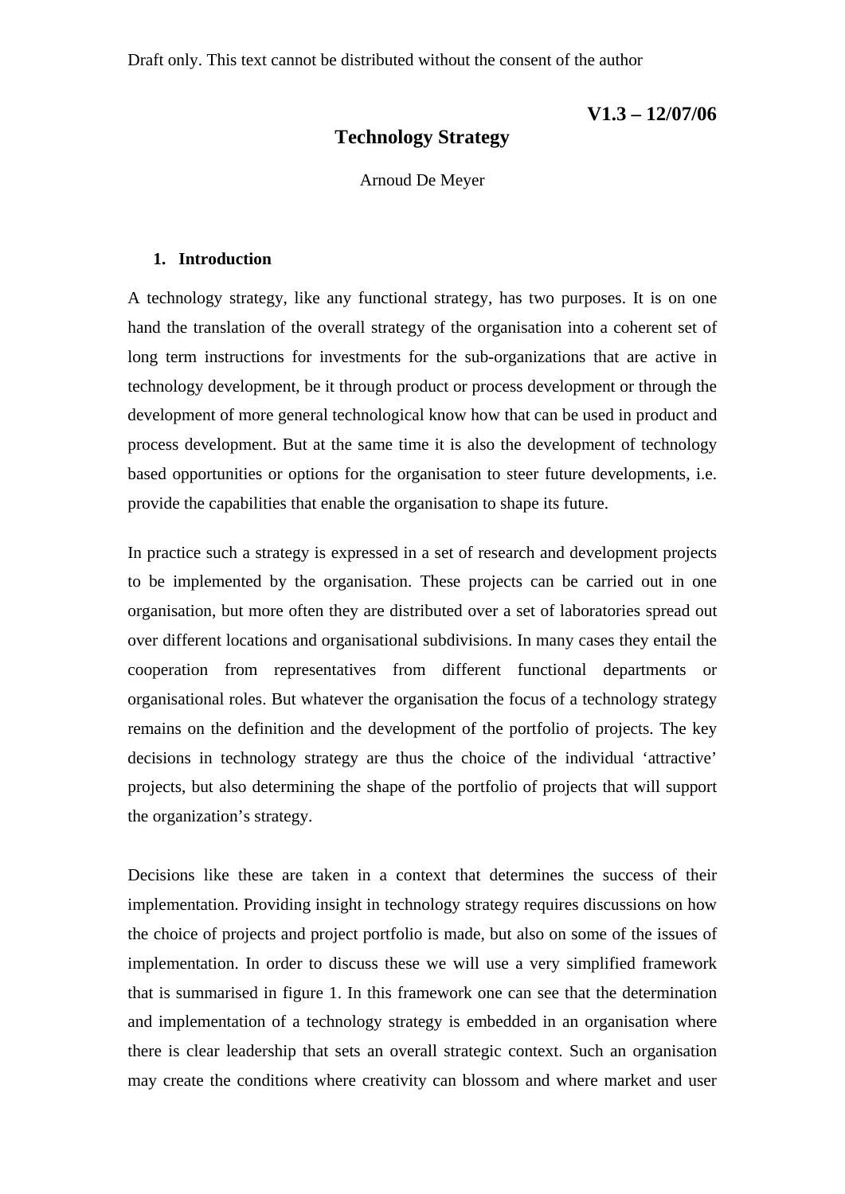Draft only. This text cannot be distributed without the consent of the author

**V1.3 – 12/07/06**

# Technology Strategy

Arnoud De Meyer

## 1. Introduction

A technology strategy, like any functional strategy, has two purposes. It is on one hand the translation of the overall strategy of the organisation into a coherent set of long term instructions for investments for the sub-organizations that are active in technology development, be it through product or process development or through the development of more general technological know how that can be used in product and process development. But at the same time it is also the development of technology based opportunities or options for the organisation to steer future developments, i.e. provide the capabilities that enable the organisation to shape its future.

In practice such a strategy is expressed in a set of research and development projects to be implemented by the organisation. These projects can be carried out in one organisation, but more often they are distributed over a set of laboratories spread out over different locations and organisational subdivisions. In many cases they entail the cooperation from representatives from different functional departments or organisational roles. But whatever the organisation the focus of a technology strategy remains on the definition and the development of the portfolio of projects. The key decisions in technology strategy are thus the choice of the individual 'attractive' projects, but also determining the shape of the portfolio of projects that will support the organization's strategy.

Decisions like these are taken in a context that determines the success of their implementation. Providing insight in technology strategy requires discussions on how the choice of projects and project portfolio is made, but also on some of the issues of implementation. In order to discuss these we will use a very simplified framework that is summarised in figure 1. In this framework one can see that the determination and implementation of a technology strategy is embedded in an organisation where there is clear leadership that sets an overall strategic context. Such an organisation may create the conditions where creativity can blossom and where market and user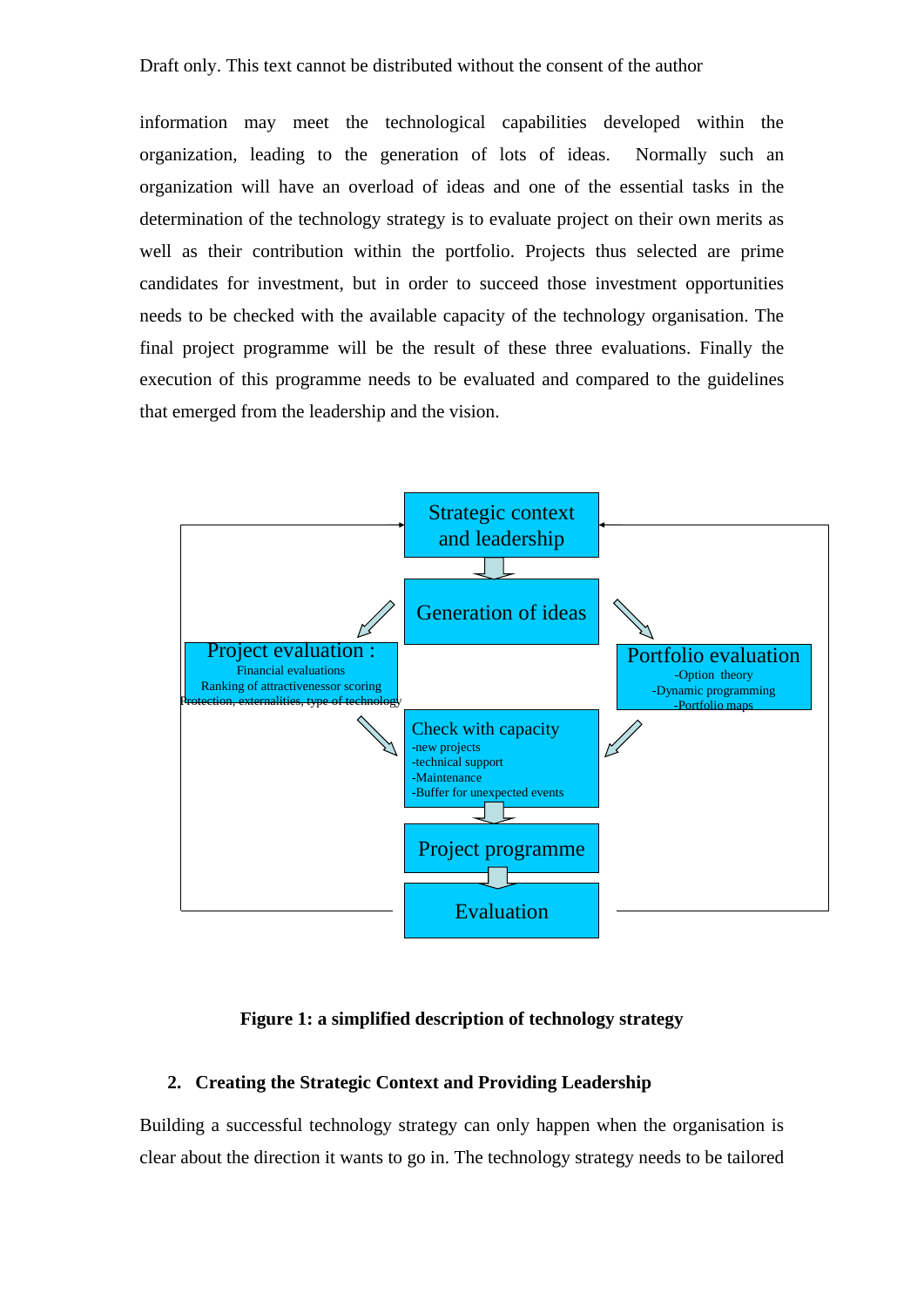Draft only. This text cannot be distributed without the consent of the author

information may meet the technological capabilities developed within the organization, leading to the generation of lots of ideas. Normally such an organization will have an overload of ideas and one of the essential tasks in the determination of the technology strategy is to evaluate project on their own merits as well as their contribution within the portfolio. Projects thus selected are prime candidates for investment, but in order to succeed those investment opportunities needs to be checked with the available capacity of the technology organisation. The final project programme will be the result of these three evaluations. Finally the execution of this programme needs to be evaluated and compared to the guidelines that emerged from the leadership and the vision.

Strategic context and leadership

Generation of ideas

Project evaluation :
Financial evaluations
Ranking of attractivenessor scoring
Protection, externalities, type of technology

Portfolio evaluation
-Option theory
-Dynamic programming
-Portfolio maps

Check with capacity
-new projects
-technical support
-Maintenance
-Buffer for unexpected events

Project programme

Evaluation

**Figure 1: a simplified description of technology strategy**

## 2. Creating the Strategic Context and Providing Leadership

Building a successful technology strategy can only happen when the organisation is clear about the direction it wants to go in. The technology strategy needs to be tailored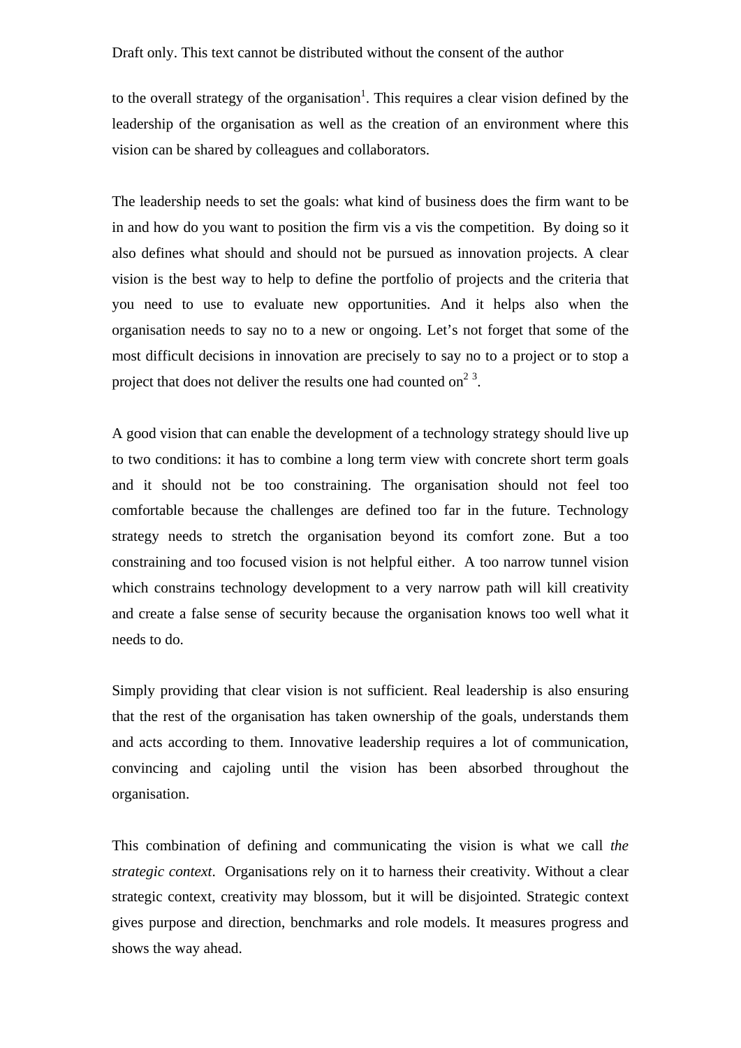to the overall strategy of the organisation[1]. This requires a clear vision defined by the leadership of the organisation as well as the creation of an environment where this vision can be shared by colleagues and collaborators.

The leadership needs to set the goals: what kind of business does the firm want to be in and how do you want to position the firm vis a vis the competition. By doing so it also defines what should and should not be pursued as innovation projects. A clear vision is the best way to help to define the portfolio of projects and the criteria that you need to use to evaluate new opportunities. And it helps also when the organisation needs to say no to a new or ongoing. Let's not forget that some of the most difficult decisions in innovation are precisely to say no to a project or to stop a project that does not deliver the results one had counted on[2][3].

A good vision that can enable the development of a technology strategy should live up to two conditions: it has to combine a long term view with concrete short term goals and it should not be too constraining. The organisation should not feel too comfortable because the challenges are defined too far in the future. Technology strategy needs to stretch the organisation beyond its comfort zone. But a too constraining and too focused vision is not helpful either. A too narrow tunnel vision which constrains technology development to a very narrow path will kill creativity and create a false sense of security because the organisation knows too well what it needs to do.

Simply providing that clear vision is not sufficient. Real leadership is also ensuring that the rest of the organisation has taken ownership of the goals, understands them and acts according to them. Innovative leadership requires a lot of communication, convincing and cajoling until the vision has been absorbed throughout the organisation.

This combination of defining and communicating the vision is what we call *the strategic context*. Organisations rely on it to harness their creativity. Without a clear strategic context, creativity may blossom, but it will be disjointed. Strategic context gives purpose and direction, benchmarks and role models. It measures progress and shows the way ahead.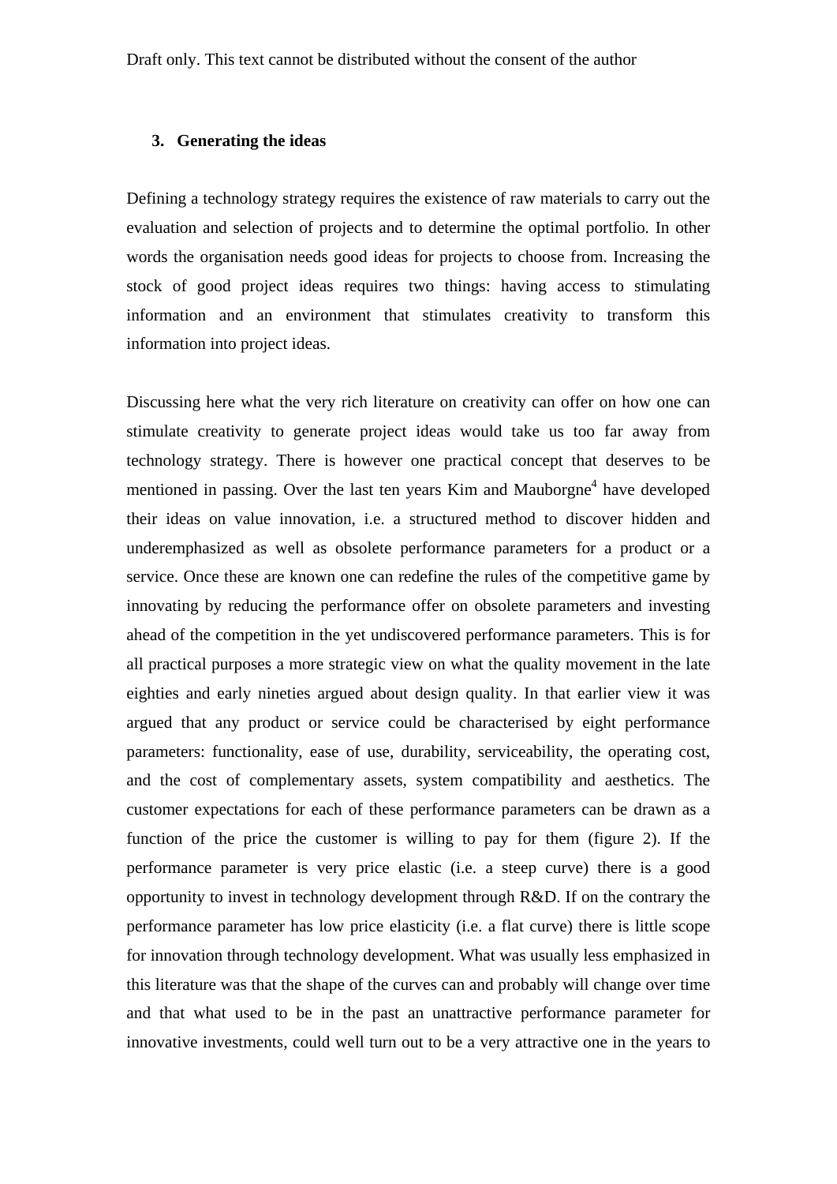Draft only. This text cannot be distributed without the consent of the author

## 3. Generating the ideas

Defining a technology strategy requires the existence of raw materials to carry out the evaluation and selection of projects and to determine the optimal portfolio. In other words the organisation needs good ideas for projects to choose from. Increasing the stock of good project ideas requires two things: having access to stimulating information and an environment that stimulates creativity to transform this information into project ideas.

Discussing here what the very rich literature on creativity can offer on how one can stimulate creativity to generate project ideas would take us too far away from technology strategy. There is however one practical concept that deserves to be mentioned in passing. Over the last ten years Kim and Mauborgne[4] have developed their ideas on value innovation, i.e. a structured method to discover hidden and underemphasized as well as obsolete performance parameters for a product or a service. Once these are known one can redefine the rules of the competitive game by innovating by reducing the performance offer on obsolete parameters and investing ahead of the competition in the yet undiscovered performance parameters. This is for all practical purposes a more strategic view on what the quality movement in the late eighties and early nineties argued about design quality. In that earlier view it was argued that any product or service could be characterised by eight performance parameters: functionality, ease of use, durability, serviceability, the operating cost, and the cost of complementary assets, system compatibility and aesthetics. The customer expectations for each of these performance parameters can be drawn as a function of the price the customer is willing to pay for them (figure 2). If the performance parameter is very price elastic (i.e. a steep curve) there is a good opportunity to invest in technology development through R&D. If on the contrary the performance parameter has low price elasticity (i.e. a flat curve) there is little scope for innovation through technology development. What was usually less emphasized in this literature was that the shape of the curves can and probably will change over time and that what used to be in the past an unattractive performance parameter for innovative investments, could well turn out to be a very attractive one in the years to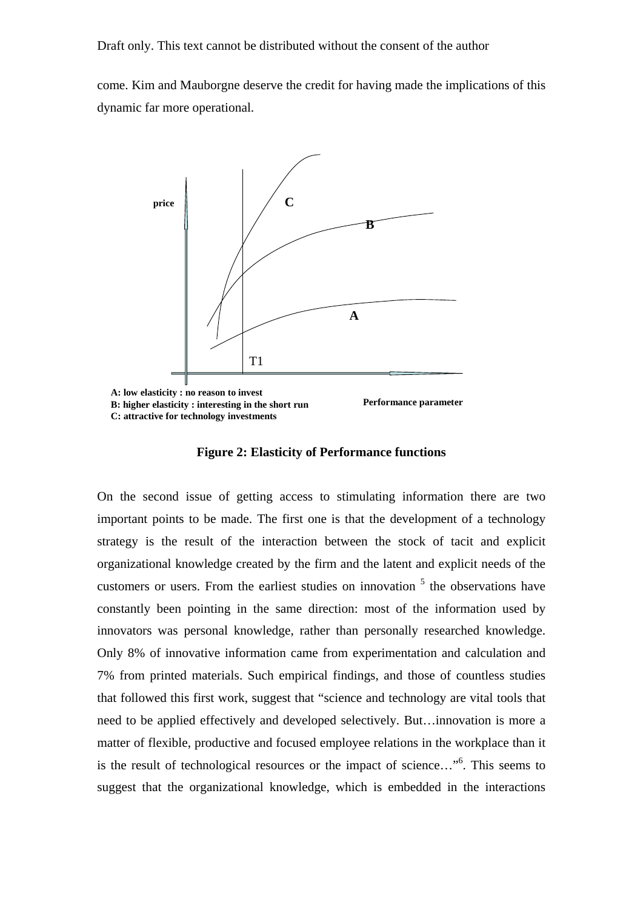come. Kim and Mauborgne deserve the credit for having made the implications of this dynamic far more operational.

A: low elasticity : no reason to invest
B: higher elasticity : interesting in the short run
C: attractive for technology investments

**Figure 2: Elasticity of Performance functions**

On the second issue of getting access to stimulating information there are two important points to be made. The first one is that the development of a technology strategy is the result of the interaction between the stock of tacit and explicit organizational knowledge created by the firm and the latent and explicit needs of the customers or users. From the earliest studies on innovation [5] the observations have constantly been pointing in the same direction: most of the information used by innovators was personal knowledge, rather than personally researched knowledge. Only 8% of innovative information came from experimentation and calculation and 7% from printed materials. Such empirical findings, and those of countless studies that followed this first work, suggest that “science and technology are vital tools that need to be applied effectively and developed selectively. But…innovation is more a matter of flexible, productive and focused employee relations in the workplace than it is the result of technological resources or the impact of science…”[6]. This seems to suggest that the organizational knowledge, which is embedded in the interactions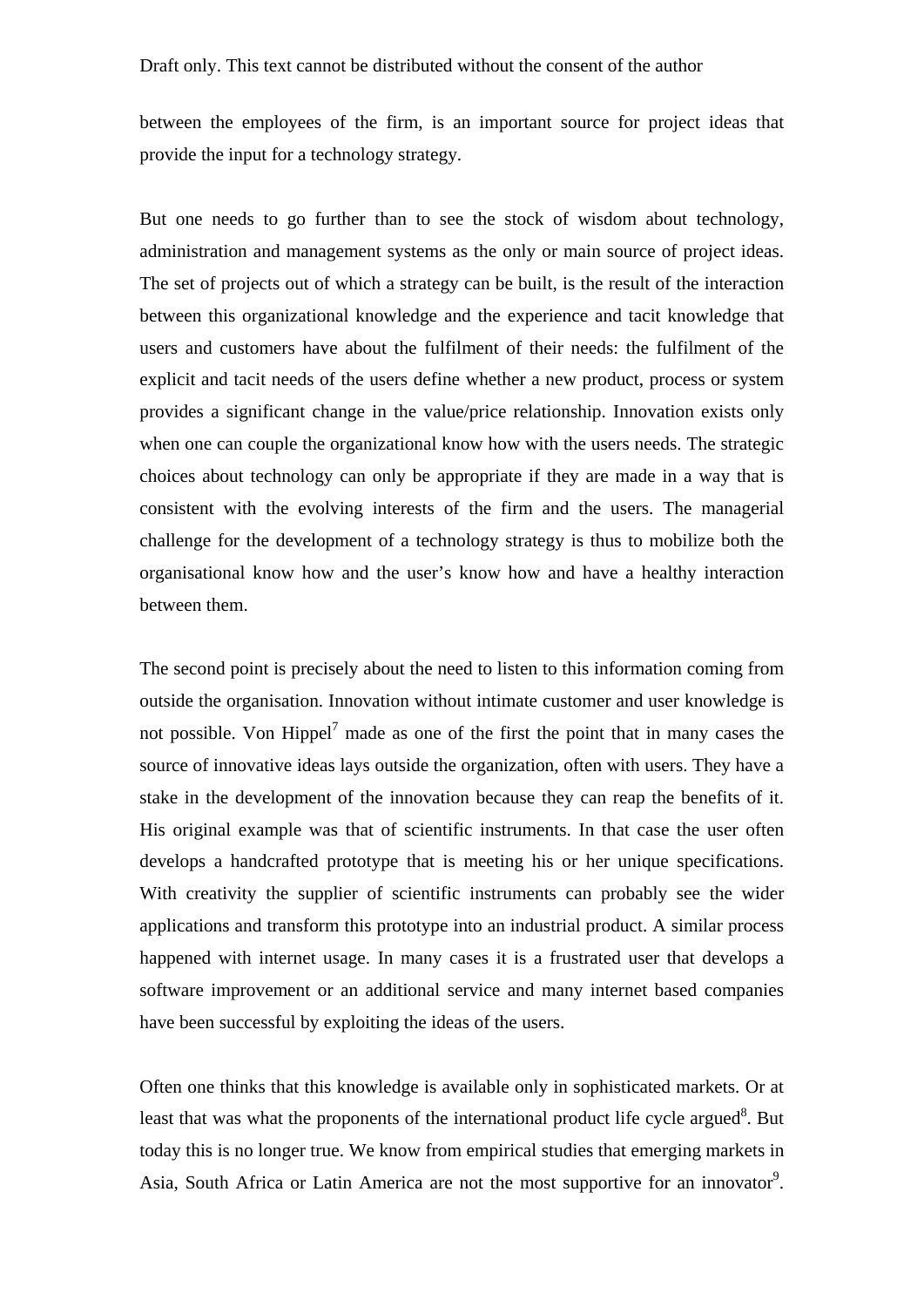between the employees of the firm, is an important source for project ideas that provide the input for a technology strategy.

But one needs to go further than to see the stock of wisdom about technology, administration and management systems as the only or main source of project ideas. The set of projects out of which a strategy can be built, is the result of the interaction between this organizational knowledge and the experience and tacit knowledge that users and customers have about the fulfilment of their needs: the fulfilment of the explicit and tacit needs of the users define whether a new product, process or system provides a significant change in the value/price relationship. Innovation exists only when one can couple the organizational know how with the users needs. The strategic choices about technology can only be appropriate if they are made in a way that is consistent with the evolving interests of the firm and the users. The managerial challenge for the development of a technology strategy is thus to mobilize both the organisational know how and the user's know how and have a healthy interaction between them.

The second point is precisely about the need to listen to this information coming from outside the organisation. Innovation without intimate customer and user knowledge is not possible. Von Hippel[7] made as one of the first the point that in many cases the source of innovative ideas lays outside the organization, often with users. They have a stake in the development of the innovation because they can reap the benefits of it. His original example was that of scientific instruments. In that case the user often develops a handcrafted prototype that is meeting his or her unique specifications. With creativity the supplier of scientific instruments can probably see the wider applications and transform this prototype into an industrial product. A similar process happened with internet usage. In many cases it is a frustrated user that develops a software improvement or an additional service and many internet based companies have been successful by exploiting the ideas of the users.

Often one thinks that this knowledge is available only in sophisticated markets. Or at least that was what the proponents of the international product life cycle argued[8]. But today this is no longer true. We know from empirical studies that emerging markets in Asia, South Africa or Latin America are not the most supportive for an innovator[9].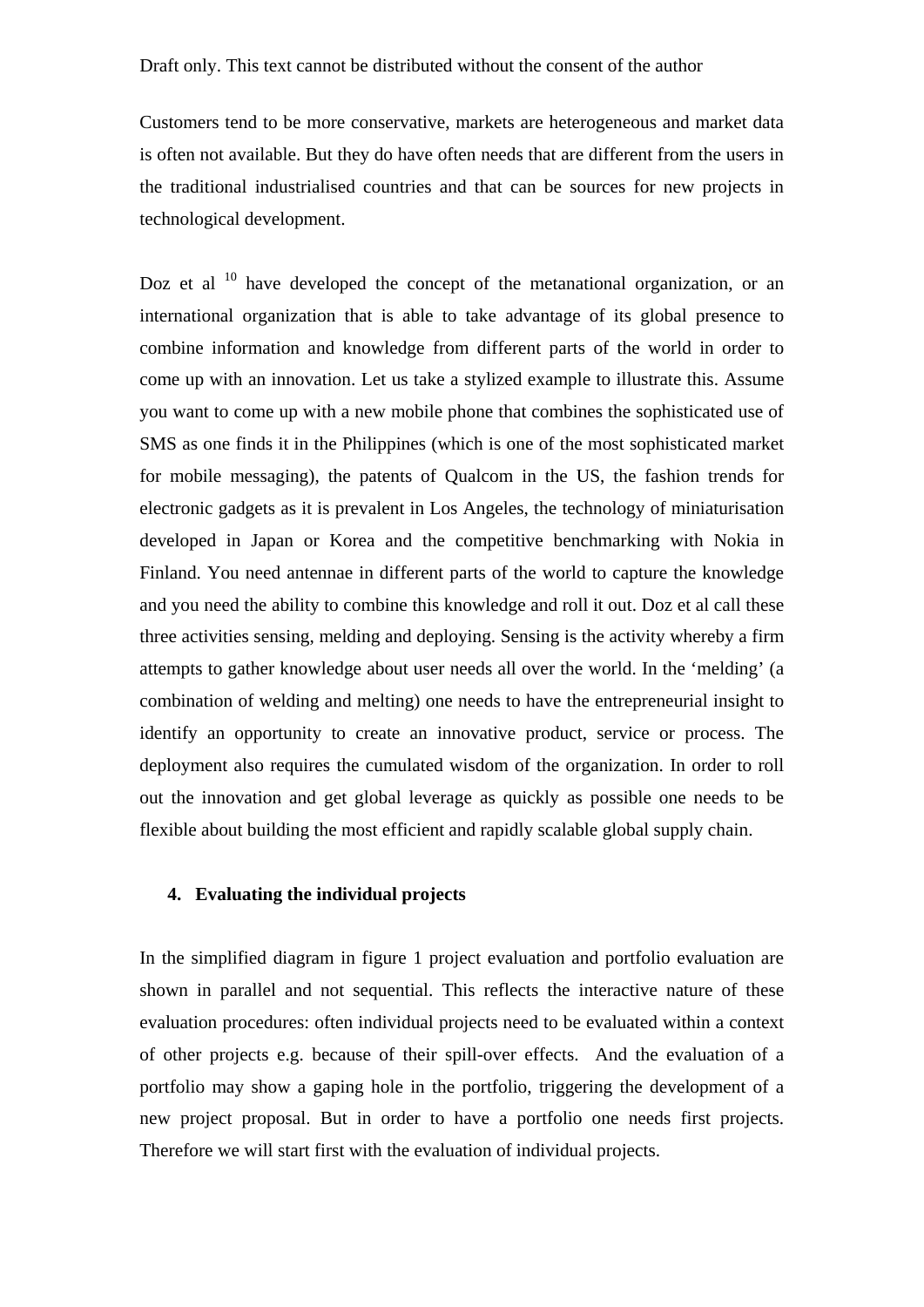Draft only. This text cannot be distributed without the consent of the author

Customers tend to be more conservative, markets are heterogeneous and market data is often not available. But they do have often needs that are different from the users in the traditional industrialised countries and that can be sources for new projects in technological development.

Doz et al [10] have developed the concept of the metanational organization, or an international organization that is able to take advantage of its global presence to combine information and knowledge from different parts of the world in order to come up with an innovation. Let us take a stylized example to illustrate this. Assume you want to come up with a new mobile phone that combines the sophisticated use of SMS as one finds it in the Philippines (which is one of the most sophisticated market for mobile messaging), the patents of Qualcom in the US, the fashion trends for electronic gadgets as it is prevalent in Los Angeles, the technology of miniaturisation developed in Japan or Korea and the competitive benchmarking with Nokia in Finland. You need antennae in different parts of the world to capture the knowledge and you need the ability to combine this knowledge and roll it out. Doz et al call these three activities sensing, melding and deploying. Sensing is the activity whereby a firm attempts to gather knowledge about user needs all over the world. In the 'melding' (a combination of welding and melting) one needs to have the entrepreneurial insight to identify an opportunity to create an innovative product, service or process. The deployment also requires the cumulated wisdom of the organization. In order to roll out the innovation and get global leverage as quickly as possible one needs to be flexible about building the most efficient and rapidly scalable global supply chain.

## 4. Evaluating the individual projects

In the simplified diagram in figure 1 project evaluation and portfolio evaluation are shown in parallel and not sequential. This reflects the interactive nature of these evaluation procedures: often individual projects need to be evaluated within a context of other projects e.g. because of their spill-over effects. And the evaluation of a portfolio may show a gaping hole in the portfolio, triggering the development of a new project proposal. But in order to have a portfolio one needs first projects. Therefore we will start first with the evaluation of individual projects.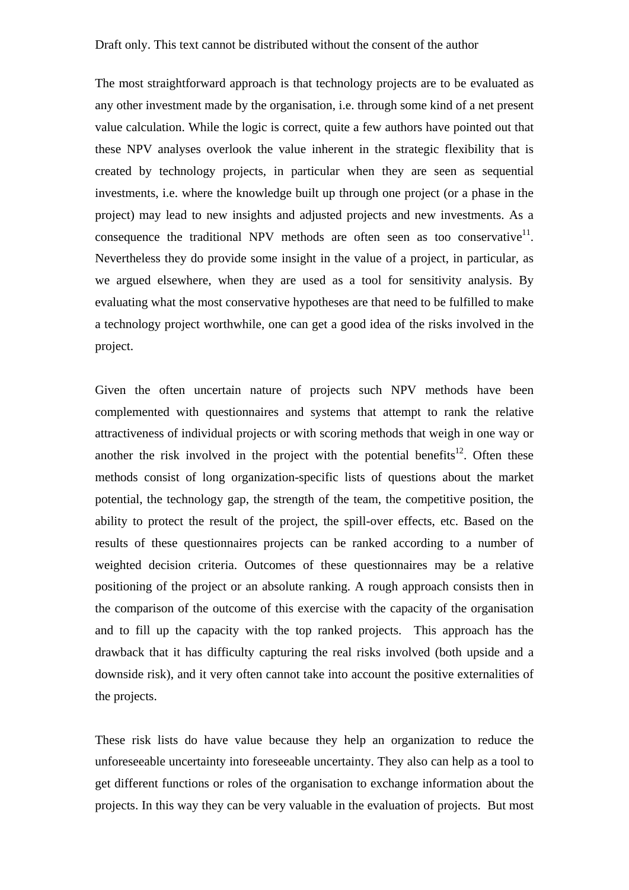The most straightforward approach is that technology projects are to be evaluated as any other investment made by the organisation, i.e. through some kind of a net present value calculation. While the logic is correct, quite a few authors have pointed out that these NPV analyses overlook the value inherent in the strategic flexibility that is created by technology projects, in particular when they are seen as sequential investments, i.e. where the knowledge built up through one project (or a phase in the project) may lead to new insights and adjusted projects and new investments. As a consequence the traditional NPV methods are often seen as too conservative[11]. Nevertheless they do provide some insight in the value of a project, in particular, as we argued elsewhere, when they are used as a tool for sensitivity analysis. By evaluating what the most conservative hypotheses are that need to be fulfilled to make a technology project worthwhile, one can get a good idea of the risks involved in the project.

Given the often uncertain nature of projects such NPV methods have been complemented with questionnaires and systems that attempt to rank the relative attractiveness of individual projects or with scoring methods that weigh in one way or another the risk involved in the project with the potential benefits[12]. Often these methods consist of long organization-specific lists of questions about the market potential, the technology gap, the strength of the team, the competitive position, the ability to protect the result of the project, the spill-over effects, etc. Based on the results of these questionnaires projects can be ranked according to a number of weighted decision criteria. Outcomes of these questionnaires may be a relative positioning of the project or an absolute ranking. A rough approach consists then in the comparison of the outcome of this exercise with the capacity of the organisation and to fill up the capacity with the top ranked projects.  This approach has the drawback that it has difficulty capturing the real risks involved (both upside and a downside risk), and it very often cannot take into account the positive externalities of the projects.

These risk lists do have value because they help an organization to reduce the unforeseeable uncertainty into foreseeable uncertainty. They also can help as a tool to get different functions or roles of the organisation to exchange information about the projects. In this way they can be very valuable in the evaluation of projects.  But most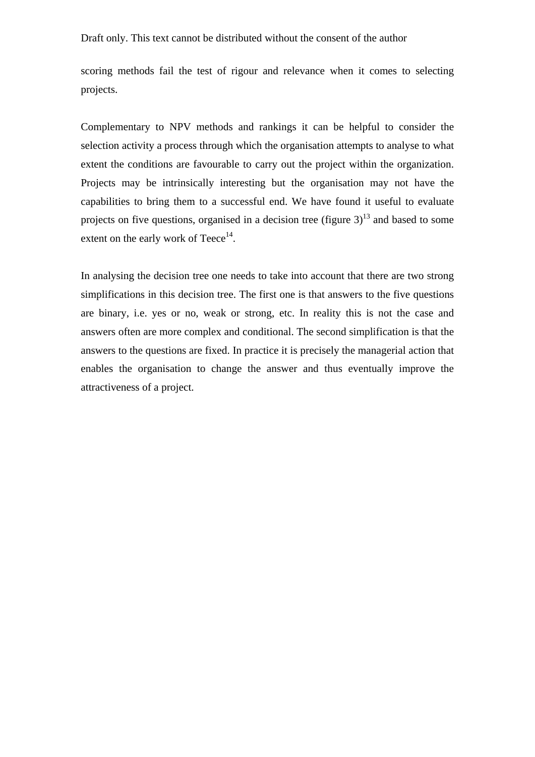scoring methods fail the test of rigour and relevance when it comes to selecting projects.

Complementary to NPV methods and rankings it can be helpful to consider the selection activity a process through which the organisation attempts to analyse to what extent the conditions are favourable to carry out the project within the organization. Projects may be intrinsically interesting but the organisation may not have the capabilities to bring them to a successful end. We have found it useful to evaluate projects on five questions, organised in a decision tree (figure 3)[13] and based to some extent on the early work of Teece[14].

In analysing the decision tree one needs to take into account that there are two strong simplifications in this decision tree. The first one is that answers to the five questions are binary, i.e. yes or no, weak or strong, etc. In reality this is not the case and answers often are more complex and conditional. The second simplification is that the answers to the questions are fixed. In practice it is precisely the managerial action that enables the organisation to change the answer and thus eventually improve the attractiveness of a project.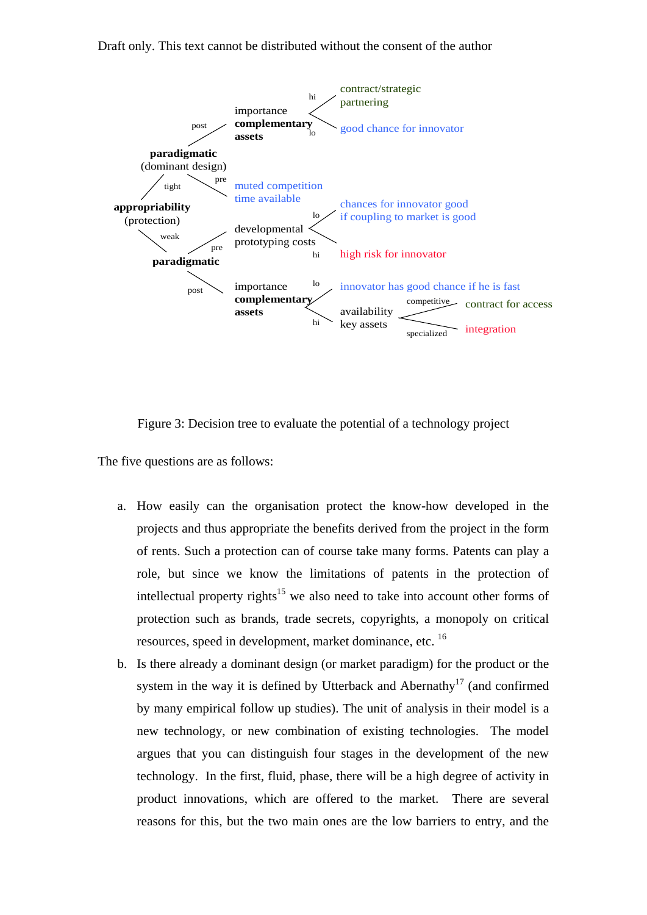- **appropriability** (protection)
  - tight → **paradigmatic** (dominant design)
    - post → importance **complementary assets**
      - hi → contract/strategic partnering
      - lo → good chance for innovator
    - pre → muted competition time available
  - weak → **paradigmatic**
    - pre → developmental prototyping costs
      - lo → chances for innovator good if coupling to market is good
      - hi → high risk for innovator
    - post → importance **complementary assets**
      - lo → innovator has good chance if he is fast
      - hi → availability key assets
        - competitive → contract for access
        - specialized → integration

Figure 3: Decision tree to evaluate the potential of a technology project

The five questions are as follows:

a. How easily can the organisation protect the know-how developed in the projects and thus appropriate the benefits derived from the project in the form of rents. Such a protection can of course take many forms. Patents can play a role, but since we know the limitations of patents in the protection of intellectual property rights[15] we also need to take into account other forms of protection such as brands, trade secrets, copyrights, a monopoly on critical resources, speed in development, market dominance, etc. [16]

b. Is there already a dominant design (or market paradigm) for the product or the system in the way it is defined by Utterback and Abernathy[17] (and confirmed by many empirical follow up studies). The unit of analysis in their model is a new technology, or new combination of existing technologies. The model argues that you can distinguish four stages in the development of the new technology. In the first, fluid, phase, there will be a high degree of activity in product innovations, which are offered to the market. There are several reasons for this, but the two main ones are the low barriers to entry, and the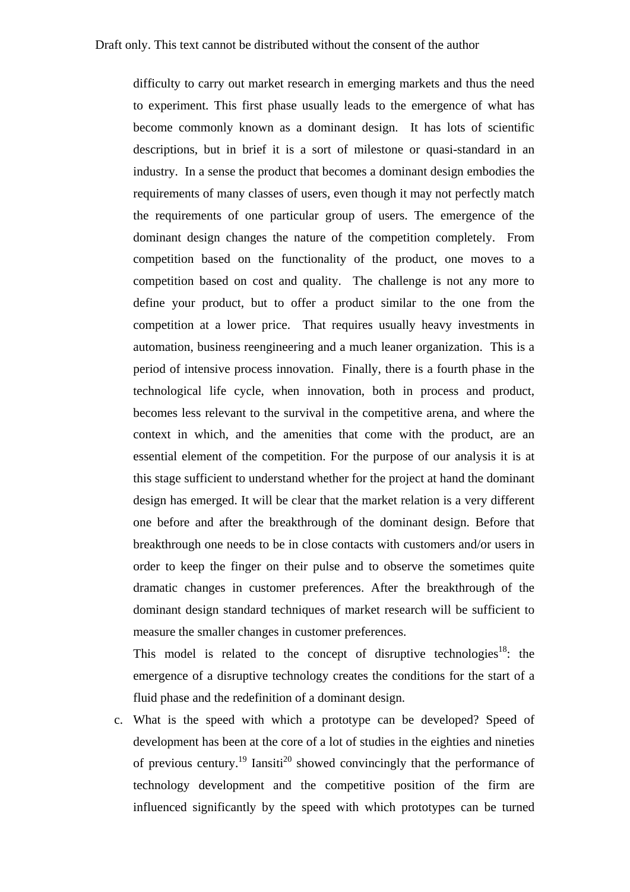difficulty to carry out market research in emerging markets and thus the need to experiment. This first phase usually leads to the emergence of what has become commonly known as a dominant design. It has lots of scientific descriptions, but in brief it is a sort of milestone or quasi-standard in an industry. In a sense the product that becomes a dominant design embodies the requirements of many classes of users, even though it may not perfectly match the requirements of one particular group of users. The emergence of the dominant design changes the nature of the competition completely. From competition based on the functionality of the product, one moves to a competition based on cost and quality. The challenge is not any more to define your product, but to offer a product similar to the one from the competition at a lower price. That requires usually heavy investments in automation, business reengineering and a much leaner organization. This is a period of intensive process innovation. Finally, there is a fourth phase in the technological life cycle, when innovation, both in process and product, becomes less relevant to the survival in the competitive arena, and where the context in which, and the amenities that come with the product, are an essential element of the competition. For the purpose of our analysis it is at this stage sufficient to understand whether for the project at hand the dominant design has emerged. It will be clear that the market relation is a very different one before and after the breakthrough of the dominant design. Before that breakthrough one needs to be in close contacts with customers and/or users in order to keep the finger on their pulse and to observe the sometimes quite dramatic changes in customer preferences. After the breakthrough of the dominant design standard techniques of market research will be sufficient to measure the smaller changes in customer preferences.

This model is related to the concept of disruptive technologies[18]: the emergence of a disruptive technology creates the conditions for the start of a fluid phase and the redefinition of a dominant design.

c. What is the speed with which a prototype can be developed? Speed of development has been at the core of a lot of studies in the eighties and nineties of previous century.[19] Iansiti[20] showed convincingly that the performance of technology development and the competitive position of the firm are influenced significantly by the speed with which prototypes can be turned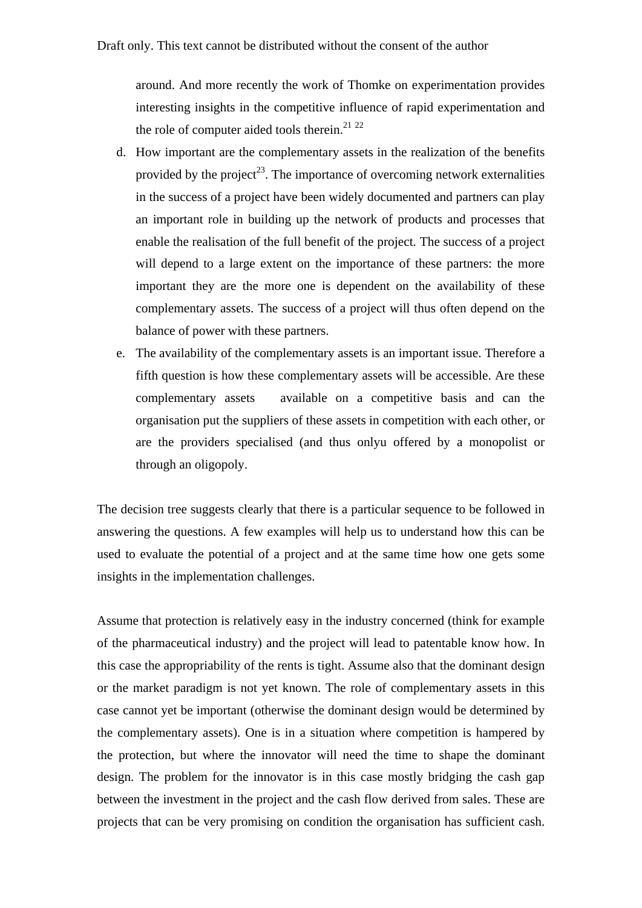around. And more recently the work of Thomke on experimentation provides interesting insights in the competitive influence of rapid experimentation and the role of computer aided tools therein.[21 22]

d. How important are the complementary assets in the realization of the benefits provided by the project[23]. The importance of overcoming network externalities in the success of a project have been widely documented and partners can play an important role in building up the network of products and processes that enable the realisation of the full benefit of the project. The success of a project will depend to a large extent on the importance of these partners: the more important they are the more one is dependent on the availability of these complementary assets. The success of a project will thus often depend on the balance of power with these partners.
e. The availability of the complementary assets is an important issue. Therefore a fifth question is how these complementary assets will be accessible. Are these complementary assets available on a competitive basis and can the organisation put the suppliers of these assets in competition with each other, or are the providers specialised (and thus onlyu offered by a monopolist or through an oligopoly.

The decision tree suggests clearly that there is a particular sequence to be followed in answering the questions. A few examples will help us to understand how this can be used to evaluate the potential of a project and at the same time how one gets some insights in the implementation challenges.

Assume that protection is relatively easy in the industry concerned (think for example of the pharmaceutical industry) and the project will lead to patentable know how. In this case the appropriability of the rents is tight. Assume also that the dominant design or the market paradigm is not yet known. The role of complementary assets in this case cannot yet be important (otherwise the dominant design would be determined by the complementary assets). One is in a situation where competition is hampered by the protection, but where the innovator will need the time to shape the dominant design. The problem for the innovator is in this case mostly bridging the cash gap between the investment in the project and the cash flow derived from sales. These are projects that can be very promising on condition the organisation has sufficient cash.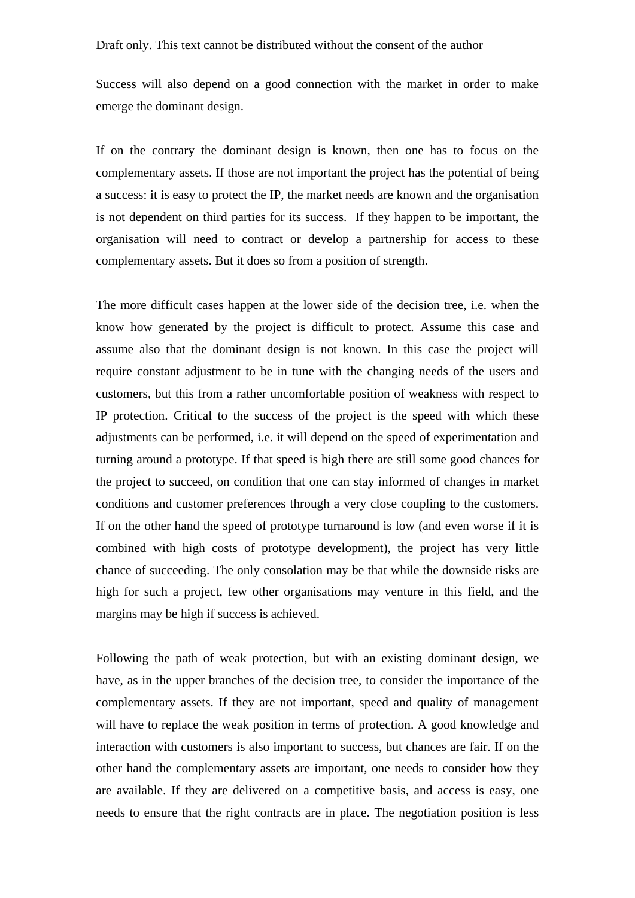Success will also depend on a good connection with the market in order to make emerge the dominant design.

If on the contrary the dominant design is known, then one has to focus on the complementary assets. If those are not important the project has the potential of being a success: it is easy to protect the IP, the market needs are known and the organisation is not dependent on third parties for its success. If they happen to be important, the organisation will need to contract or develop a partnership for access to these complementary assets. But it does so from a position of strength.

The more difficult cases happen at the lower side of the decision tree, i.e. when the know how generated by the project is difficult to protect. Assume this case and assume also that the dominant design is not known. In this case the project will require constant adjustment to be in tune with the changing needs of the users and customers, but this from a rather uncomfortable position of weakness with respect to IP protection. Critical to the success of the project is the speed with which these adjustments can be performed, i.e. it will depend on the speed of experimentation and turning around a prototype. If that speed is high there are still some good chances for the project to succeed, on condition that one can stay informed of changes in market conditions and customer preferences through a very close coupling to the customers. If on the other hand the speed of prototype turnaround is low (and even worse if it is combined with high costs of prototype development), the project has very little chance of succeeding. The only consolation may be that while the downside risks are high for such a project, few other organisations may venture in this field, and the margins may be high if success is achieved.

Following the path of weak protection, but with an existing dominant design, we have, as in the upper branches of the decision tree, to consider the importance of the complementary assets. If they are not important, speed and quality of management will have to replace the weak position in terms of protection. A good knowledge and interaction with customers is also important to success, but chances are fair. If on the other hand the complementary assets are important, one needs to consider how they are available. If they are delivered on a competitive basis, and access is easy, one needs to ensure that the right contracts are in place. The negotiation position is less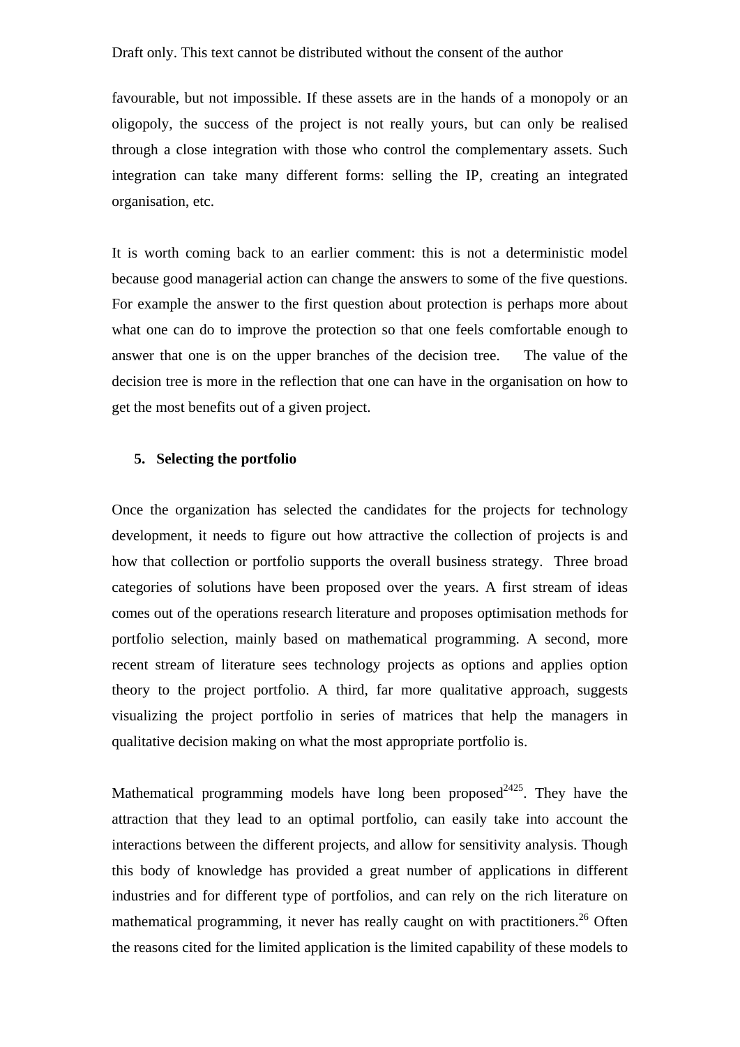favourable, but not impossible. If these assets are in the hands of a monopoly or an oligopoly, the success of the project is not really yours, but can only be realised through a close integration with those who control the complementary assets. Such integration can take many different forms: selling the IP, creating an integrated organisation, etc.

It is worth coming back to an earlier comment: this is not a deterministic model because good managerial action can change the answers to some of the five questions. For example the answer to the first question about protection is perhaps more about what one can do to improve the protection so that one feels comfortable enough to answer that one is on the upper branches of the decision tree. The value of the decision tree is more in the reflection that one can have in the organisation on how to get the most benefits out of a given project.

## 5. Selecting the portfolio

Once the organization has selected the candidates for the projects for technology development, it needs to figure out how attractive the collection of projects is and how that collection or portfolio supports the overall business strategy. Three broad categories of solutions have been proposed over the years. A first stream of ideas comes out of the operations research literature and proposes optimisation methods for portfolio selection, mainly based on mathematical programming. A second, more recent stream of literature sees technology projects as options and applies option theory to the project portfolio. A third, far more qualitative approach, suggests visualizing the project portfolio in series of matrices that help the managers in qualitative decision making on what the most appropriate portfolio is.

Mathematical programming models have long been proposed[24][25]. They have the attraction that they lead to an optimal portfolio, can easily take into account the interactions between the different projects, and allow for sensitivity analysis. Though this body of knowledge has provided a great number of applications in different industries and for different type of portfolios, and can rely on the rich literature on mathematical programming, it never has really caught on with practitioners.[26] Often the reasons cited for the limited application is the limited capability of these models to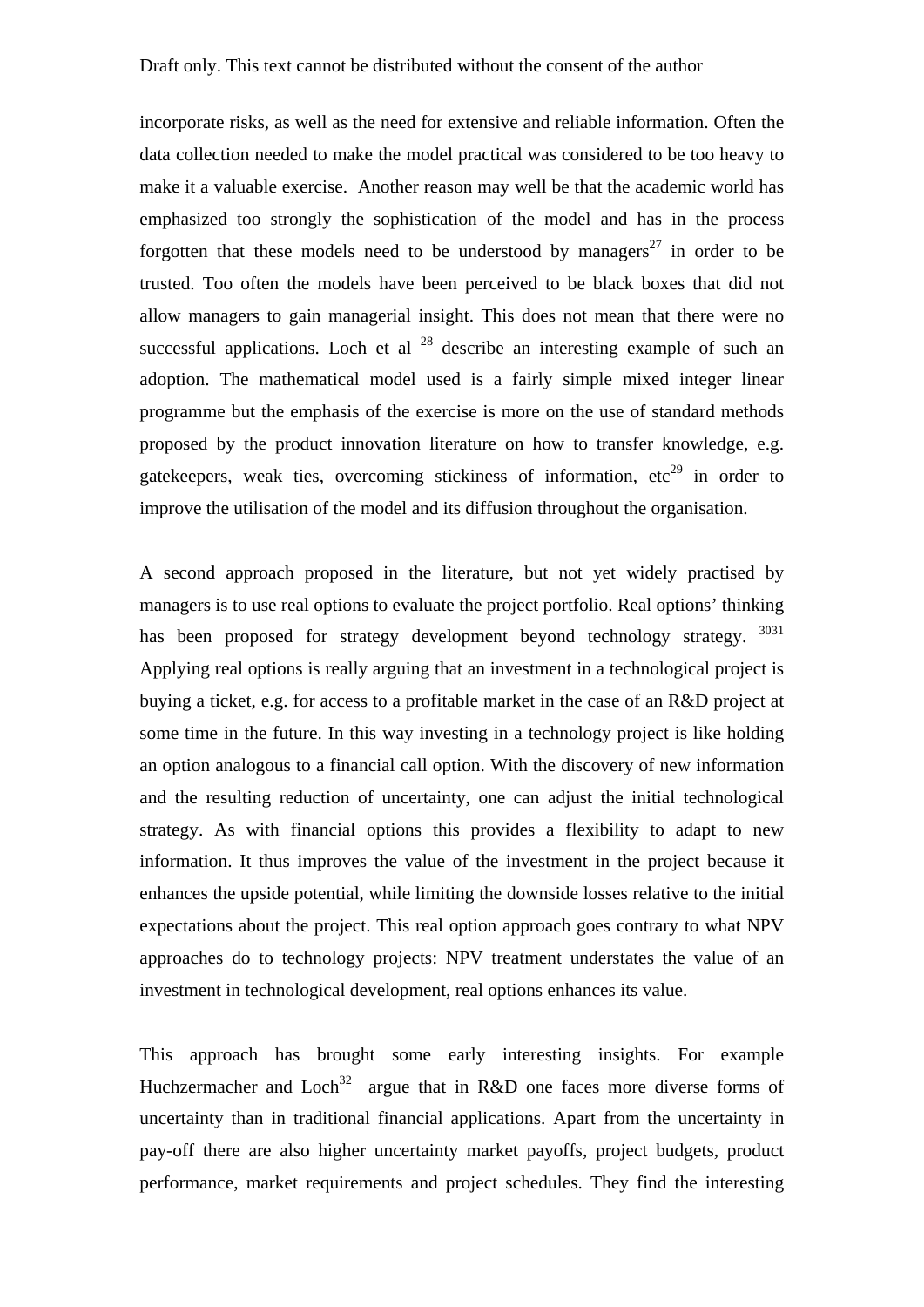incorporate risks, as well as the need for extensive and reliable information. Often the data collection needed to make the model practical was considered to be too heavy to make it a valuable exercise. Another reason may well be that the academic world has emphasized too strongly the sophistication of the model and has in the process forgotten that these models need to be understood by managers[27] in order to be trusted. Too often the models have been perceived to be black boxes that did not allow managers to gain managerial insight. This does not mean that there were no successful applications. Loch et al [28] describe an interesting example of such an adoption. The mathematical model used is a fairly simple mixed integer linear programme but the emphasis of the exercise is more on the use of standard methods proposed by the product innovation literature on how to transfer knowledge, e.g. gatekeepers, weak ties, overcoming stickiness of information, etc[29] in order to improve the utilisation of the model and its diffusion throughout the organisation.

A second approach proposed in the literature, but not yet widely practised by managers is to use real options to evaluate the project portfolio. Real options' thinking has been proposed for strategy development beyond technology strategy. [30,31] Applying real options is really arguing that an investment in a technological project is buying a ticket, e.g. for access to a profitable market in the case of an R&D project at some time in the future. In this way investing in a technology project is like holding an option analogous to a financial call option. With the discovery of new information and the resulting reduction of uncertainty, one can adjust the initial technological strategy. As with financial options this provides a flexibility to adapt to new information. It thus improves the value of the investment in the project because it enhances the upside potential, while limiting the downside losses relative to the initial expectations about the project. This real option approach goes contrary to what NPV approaches do to technology projects: NPV treatment understates the value of an investment in technological development, real options enhances its value.

This approach has brought some early interesting insights. For example Huchzermacher and Loch[32] argue that in R&D one faces more diverse forms of uncertainty than in traditional financial applications. Apart from the uncertainty in pay-off there are also higher uncertainty market payoffs, project budgets, product performance, market requirements and project schedules. They find the interesting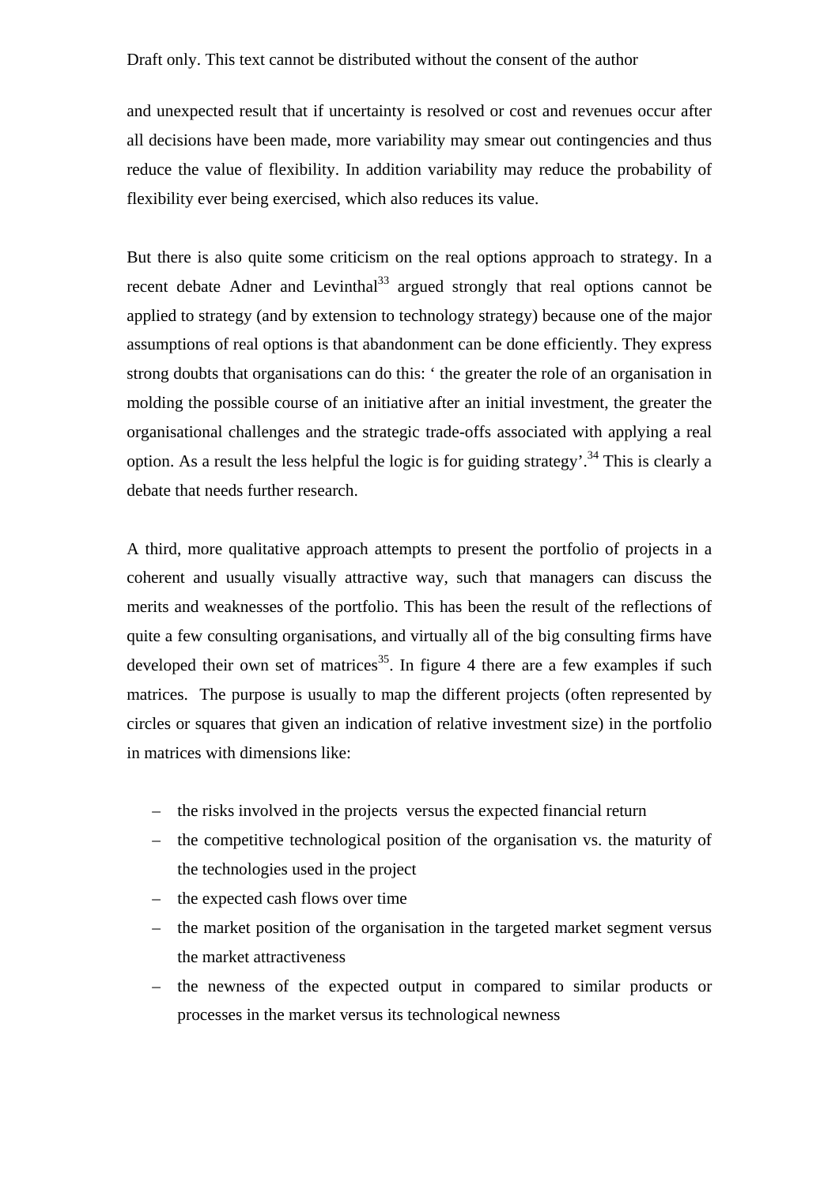and unexpected result that if uncertainty is resolved or cost and revenues occur after all decisions have been made, more variability may smear out contingencies and thus reduce the value of flexibility. In addition variability may reduce the probability of flexibility ever being exercised, which also reduces its value.

But there is also quite some criticism on the real options approach to strategy. In a recent debate Adner and Levinthal[33] argued strongly that real options cannot be applied to strategy (and by extension to technology strategy) because one of the major assumptions of real options is that abandonment can be done efficiently. They express strong doubts that organisations can do this: ' the greater the role of an organisation in molding the possible course of an initiative after an initial investment, the greater the organisational challenges and the strategic trade-offs associated with applying a real option. As a result the less helpful the logic is for guiding strategy'.[34] This is clearly a debate that needs further research.

A third, more qualitative approach attempts to present the portfolio of projects in a coherent and usually visually attractive way, such that managers can discuss the merits and weaknesses of the portfolio. This has been the result of the reflections of quite a few consulting organisations, and virtually all of the big consulting firms have developed their own set of matrices[35]. In figure 4 there are a few examples if such matrices. The purpose is usually to map the different projects (often represented by circles or squares that given an indication of relative investment size) in the portfolio in matrices with dimensions like:

- the risks involved in the projects versus the expected financial return
- the competitive technological position of the organisation vs. the maturity of the technologies used in the project
- the expected cash flows over time
- the market position of the organisation in the targeted market segment versus the market attractiveness
- the newness of the expected output in compared to similar products or processes in the market versus its technological newness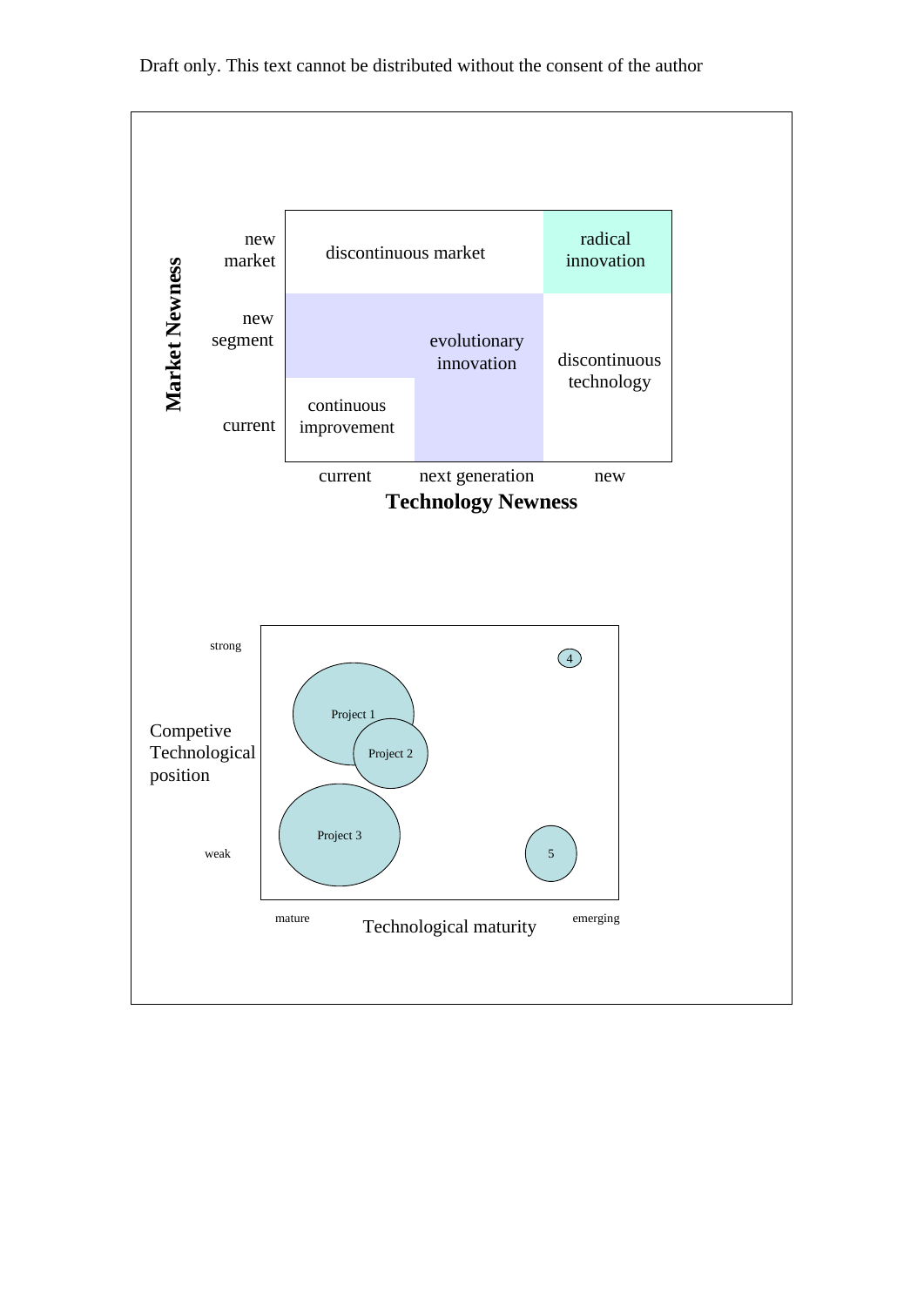**Market Newness**

| | current | next generation | new |
|---|---|---|---|
| **new market** | discontinuous market | discontinuous market | radical innovation |
| **new segment** | evolutionary innovation | evolutionary innovation | discontinuous technology |
| **current** | continuous improvement | evolutionary innovation | discontinuous technology |

**Technology Newness**

Competive Technological position

strong

Project 1

Project 2

Project 3

4

5

weak

mature — Technological maturity — emerging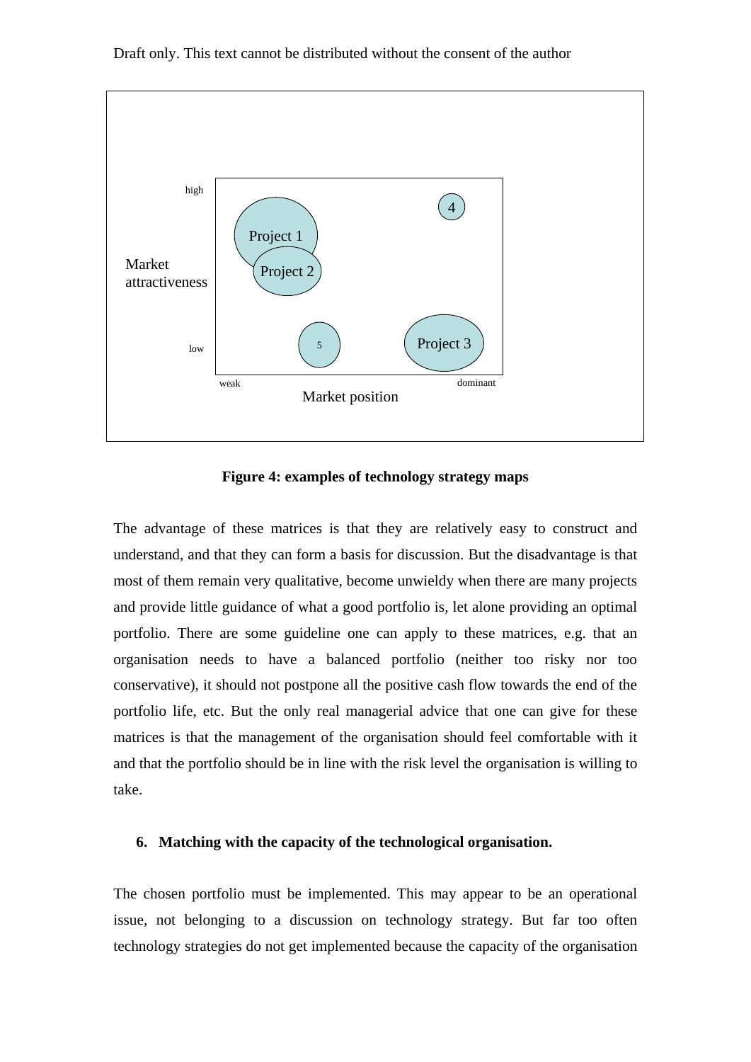Draft only. This text cannot be distributed without the consent of the author

**Figure 4: examples of technology strategy maps**

The advantage of these matrices is that they are relatively easy to construct and understand, and that they can form a basis for discussion. But the disadvantage is that most of them remain very qualitative, become unwieldy when there are many projects and provide little guidance of what a good portfolio is, let alone providing an optimal portfolio. There are some guideline one can apply to these matrices, e.g. that an organisation needs to have a balanced portfolio (neither too risky nor too conservative), it should not postpone all the positive cash flow towards the end of the portfolio life, etc. But the only real managerial advice that one can give for these matrices is that the management of the organisation should feel comfortable with it and that the portfolio should be in line with the risk level the organisation is willing to take.

## 6. Matching with the capacity of the technological organisation.

The chosen portfolio must be implemented. This may appear to be an operational issue, not belonging to a discussion on technology strategy. But far too often technology strategies do not get implemented because the capacity of the organisation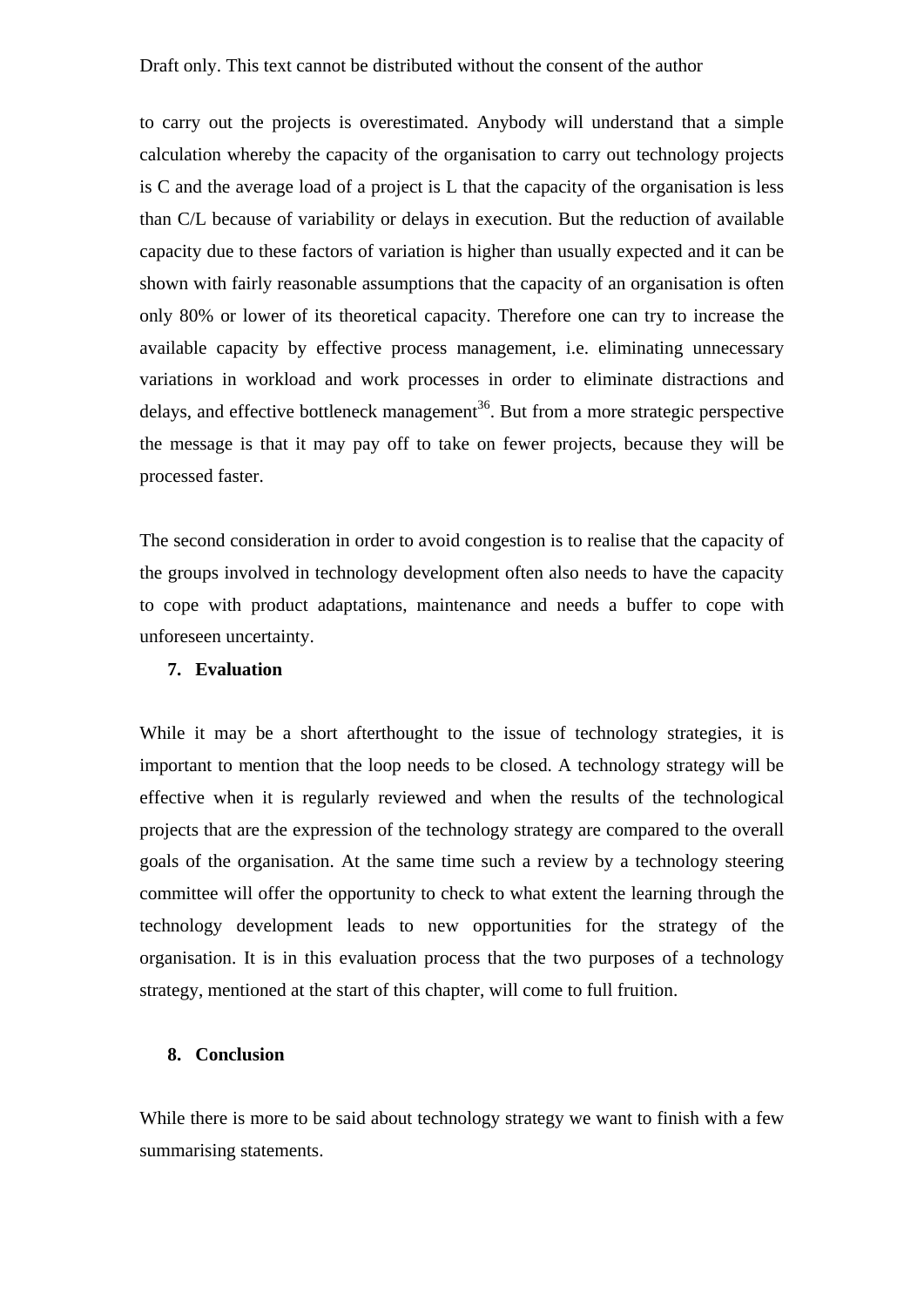to carry out the projects is overestimated. Anybody will understand that a simple calculation whereby the capacity of the organisation to carry out technology projects is C and the average load of a project is L that the capacity of the organisation is less than C/L because of variability or delays in execution. But the reduction of available capacity due to these factors of variation is higher than usually expected and it can be shown with fairly reasonable assumptions that the capacity of an organisation is often only 80% or lower of its theoretical capacity. Therefore one can try to increase the available capacity by effective process management, i.e. eliminating unnecessary variations in workload and work processes in order to eliminate distractions and delays, and effective bottleneck management[36]. But from a more strategic perspective the message is that it may pay off to take on fewer projects, because they will be processed faster.

The second consideration in order to avoid congestion is to realise that the capacity of the groups involved in technology development often also needs to have the capacity to cope with product adaptations, maintenance and needs a buffer to cope with unforeseen uncertainty.

## 7. Evaluation

While it may be a short afterthought to the issue of technology strategies, it is important to mention that the loop needs to be closed. A technology strategy will be effective when it is regularly reviewed and when the results of the technological projects that are the expression of the technology strategy are compared to the overall goals of the organisation. At the same time such a review by a technology steering committee will offer the opportunity to check to what extent the learning through the technology development leads to new opportunities for the strategy of the organisation. It is in this evaluation process that the two purposes of a technology strategy, mentioned at the start of this chapter, will come to full fruition.

## 8. Conclusion

While there is more to be said about technology strategy we want to finish with a few summarising statements.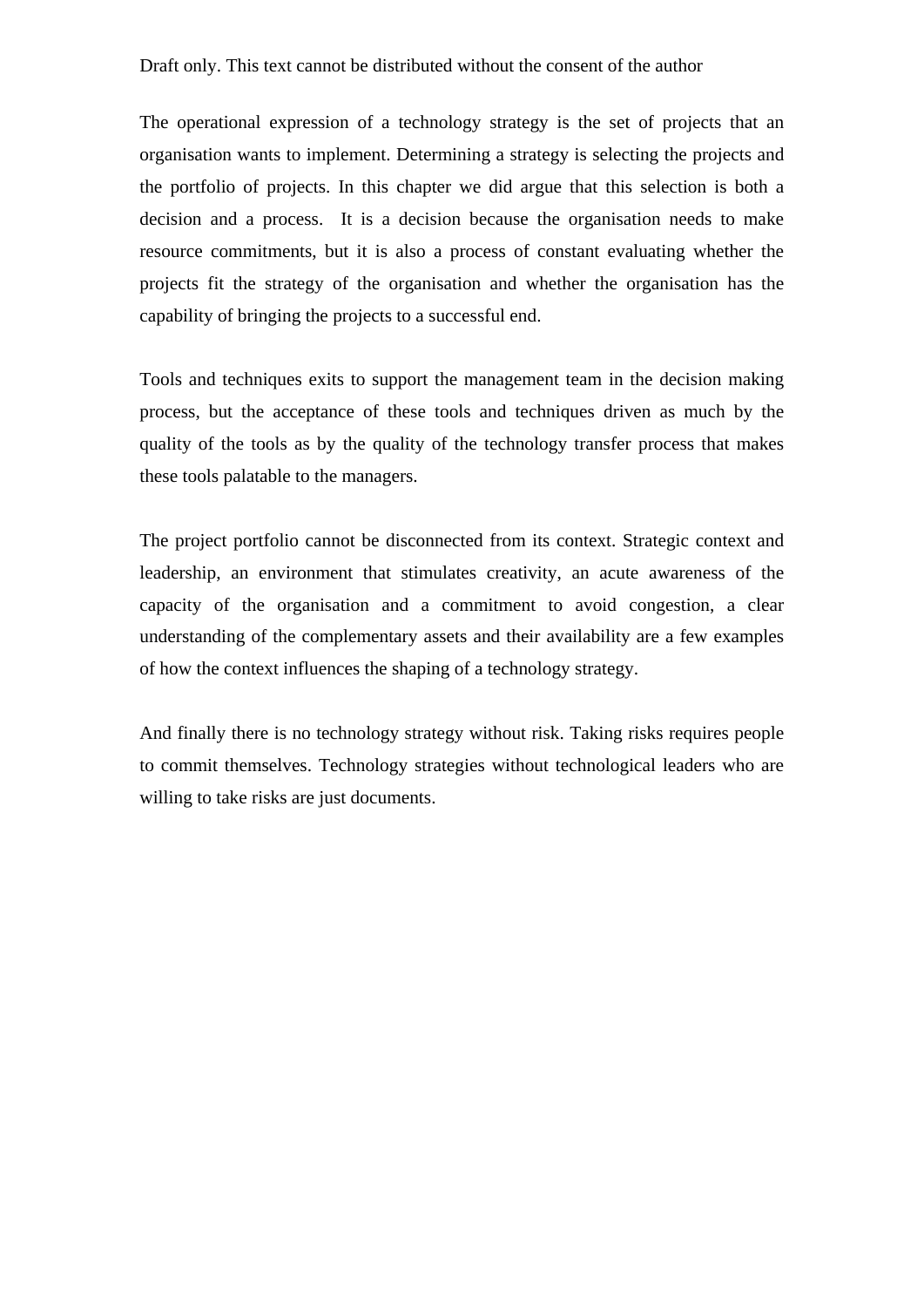Draft only. This text cannot be distributed without the consent of the author

The operational expression of a technology strategy is the set of projects that an organisation wants to implement. Determining a strategy is selecting the projects and the portfolio of projects. In this chapter we did argue that this selection is both a decision and a process. It is a decision because the organisation needs to make resource commitments, but it is also a process of constant evaluating whether the projects fit the strategy of the organisation and whether the organisation has the capability of bringing the projects to a successful end.

Tools and techniques exits to support the management team in the decision making process, but the acceptance of these tools and techniques driven as much by the quality of the tools as by the quality of the technology transfer process that makes these tools palatable to the managers.

The project portfolio cannot be disconnected from its context. Strategic context and leadership, an environment that stimulates creativity, an acute awareness of the capacity of the organisation and a commitment to avoid congestion, a clear understanding of the complementary assets and their availability are a few examples of how the context influences the shaping of a technology strategy.

And finally there is no technology strategy without risk. Taking risks requires people to commit themselves. Technology strategies without technological leaders who are willing to take risks are just documents.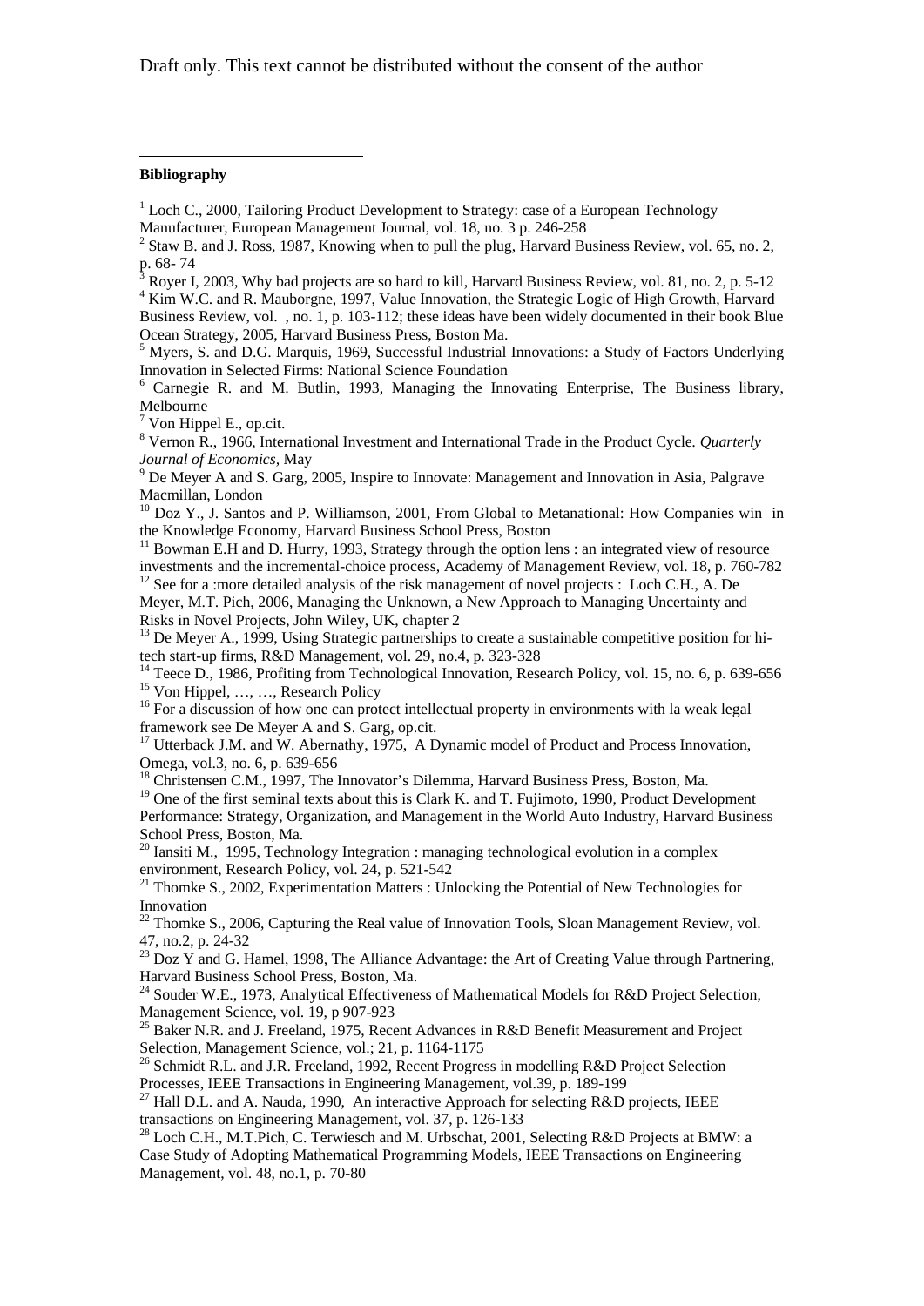Draft only. This text cannot be distributed without the consent of the author

**Bibliography**

[1] Loch C., 2000, Tailoring Product Development to Strategy: case of a European Technology Manufacturer, European Management Journal, vol. 18, no. 3 p. 246-258

[2] Staw B. and J. Ross, 1987, Knowing when to pull the plug, Harvard Business Review, vol. 65, no. 2, p. 68- 74

[3] Royer I, 2003, Why bad projects are so hard to kill, Harvard Business Review, vol. 81, no. 2, p. 5-12

[4] Kim W.C. and R. Mauborgne, 1997, Value Innovation, the Strategic Logic of High Growth, Harvard Business Review, vol. , no. 1, p. 103-112; these ideas have been widely documented in their book Blue Ocean Strategy, 2005, Harvard Business Press, Boston Ma.

[5] Myers, S. and D.G. Marquis, 1969, Successful Industrial Innovations: a Study of Factors Underlying Innovation in Selected Firms: National Science Foundation

[6] Carnegie R. and M. Butlin, 1993, Managing the Innovating Enterprise, The Business library, Melbourne

[7] Von Hippel E., op.cit.

[8] Vernon R., 1966, International Investment and International Trade in the Product Cycle. *Quarterly Journal of Economics*, May

[9] De Meyer A and S. Garg, 2005, Inspire to Innovate: Management and Innovation in Asia, Palgrave Macmillan, London

[10] Doz Y., J. Santos and P. Williamson, 2001, From Global to Metanational: How Companies win in the Knowledge Economy, Harvard Business School Press, Boston

[11] Bowman E.H and D. Hurry, 1993, Strategy through the option lens : an integrated view of resource investments and the incremental-choice process, Academy of Management Review, vol. 18, p. 760-782

[12] See for a :more detailed analysis of the risk management of novel projects : Loch C.H., A. De Meyer, M.T. Pich, 2006, Managing the Unknown, a New Approach to Managing Uncertainty and Risks in Novel Projects, John Wiley, UK, chapter 2

[13] De Meyer A., 1999, Using Strategic partnerships to create a sustainable competitive position for hi-tech start-up firms, R&D Management, vol. 29, no.4, p. 323-328

[14] Teece D., 1986, Profiting from Technological Innovation, Research Policy, vol. 15, no. 6, p. 639-656

[15] Von Hippel, …, …, Research Policy

[16] For a discussion of how one can protect intellectual property in environments with la weak legal framework see De Meyer A and S. Garg, op.cit.

[17] Utterback J.M. and W. Abernathy, 1975, A Dynamic model of Product and Process Innovation, Omega, vol.3, no. 6, p. 639-656

[18] Christensen C.M., 1997, The Innovator's Dilemma, Harvard Business Press, Boston, Ma.

[19] One of the first seminal texts about this is Clark K. and T. Fujimoto, 1990, Product Development Performance: Strategy, Organization, and Management in the World Auto Industry, Harvard Business School Press, Boston, Ma.

[20] Iansiti M., 1995, Technology Integration : managing technological evolution in a complex environment, Research Policy, vol. 24, p. 521-542

[21] Thomke S., 2002, Experimentation Matters : Unlocking the Potential of New Technologies for Innovation

[22] Thomke S., 2006, Capturing the Real value of Innovation Tools, Sloan Management Review, vol. 47, no.2, p. 24-32

[23] Doz Y and G. Hamel, 1998, The Alliance Advantage: the Art of Creating Value through Partnering, Harvard Business School Press, Boston, Ma.

[24] Souder W.E., 1973, Analytical Effectiveness of Mathematical Models for R&D Project Selection, Management Science, vol. 19, p 907-923

[25] Baker N.R. and J. Freeland, 1975, Recent Advances in R&D Benefit Measurement and Project Selection, Management Science, vol.; 21, p. 1164-1175

[26] Schmidt R.L. and J.R. Freeland, 1992, Recent Progress in modelling R&D Project Selection Processes, IEEE Transactions in Engineering Management, vol.39, p. 189-199

[27] Hall D.L. and A. Nauda, 1990, An interactive Approach for selecting R&D projects, IEEE transactions on Engineering Management, vol. 37, p. 126-133

[28] Loch C.H., M.T.Pich, C. Terwiesch and M. Urbschat, 2001, Selecting R&D Projects at BMW: a Case Study of Adopting Mathematical Programming Models, IEEE Transactions on Engineering Management, vol. 48, no.1, p. 70-80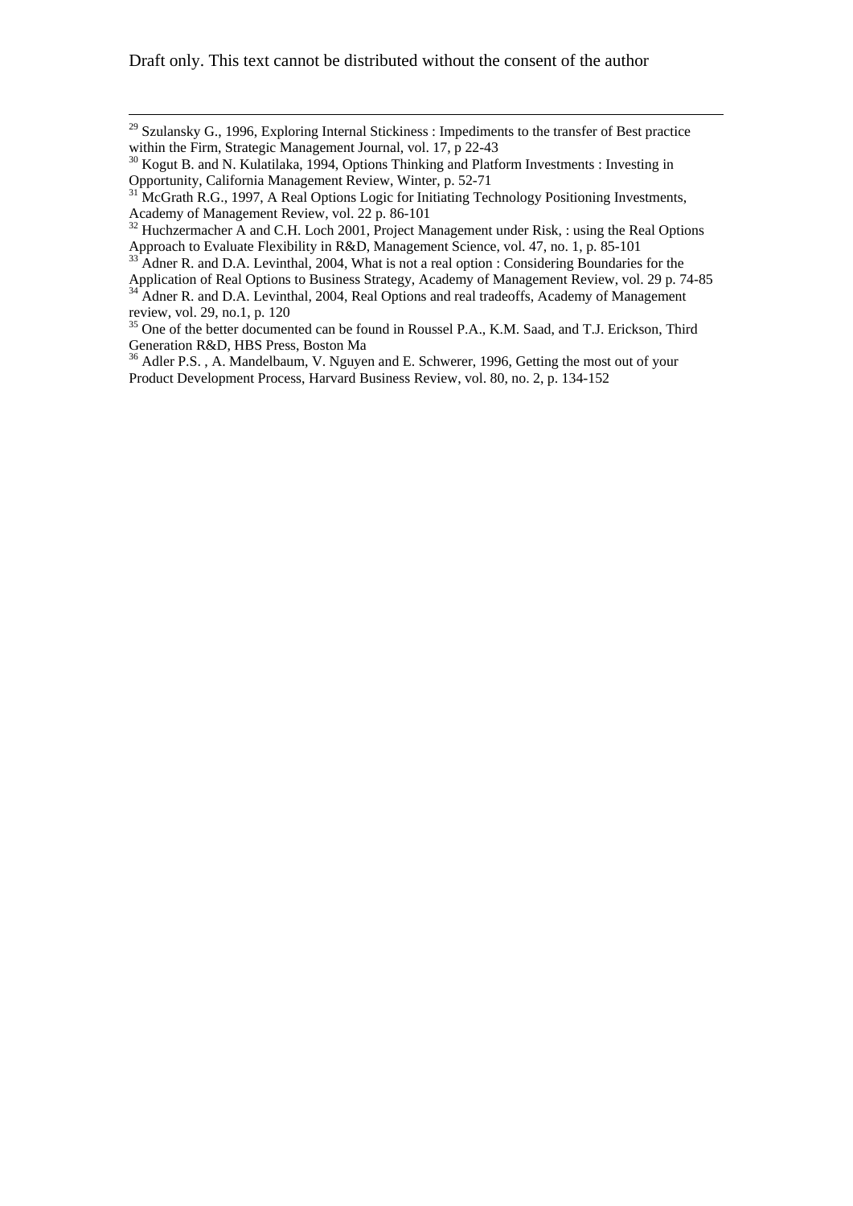[29] Szulansky G., 1996, Exploring Internal Stickiness : Impediments to the transfer of Best practice within the Firm, Strategic Management Journal, vol. 17, p 22-43

[30] Kogut B. and N. Kulatilaka, 1994, Options Thinking and Platform Investments : Investing in Opportunity, California Management Review, Winter, p. 52-71

[31] McGrath R.G., 1997, A Real Options Logic for Initiating Technology Positioning Investments, Academy of Management Review, vol. 22 p. 86-101

[32] Huchzermacher A and C.H. Loch 2001, Project Management under Risk, : using the Real Options Approach to Evaluate Flexibility in R&D, Management Science, vol. 47, no. 1, p. 85-101

[33] Adner R. and D.A. Levinthal, 2004, What is not a real option : Considering Boundaries for the Application of Real Options to Business Strategy, Academy of Management Review, vol. 29 p. 74-85

[34] Adner R. and D.A. Levinthal, 2004, Real Options and real tradeoffs, Academy of Management review, vol. 29, no.1, p. 120

[35] One of the better documented can be found in Roussel P.A., K.M. Saad, and T.J. Erickson, Third Generation R&D, HBS Press, Boston Ma

[36] Adler P.S. , A. Mandelbaum, V. Nguyen and E. Schwerer, 1996, Getting the most out of your Product Development Process, Harvard Business Review, vol. 80, no. 2, p. 134-152